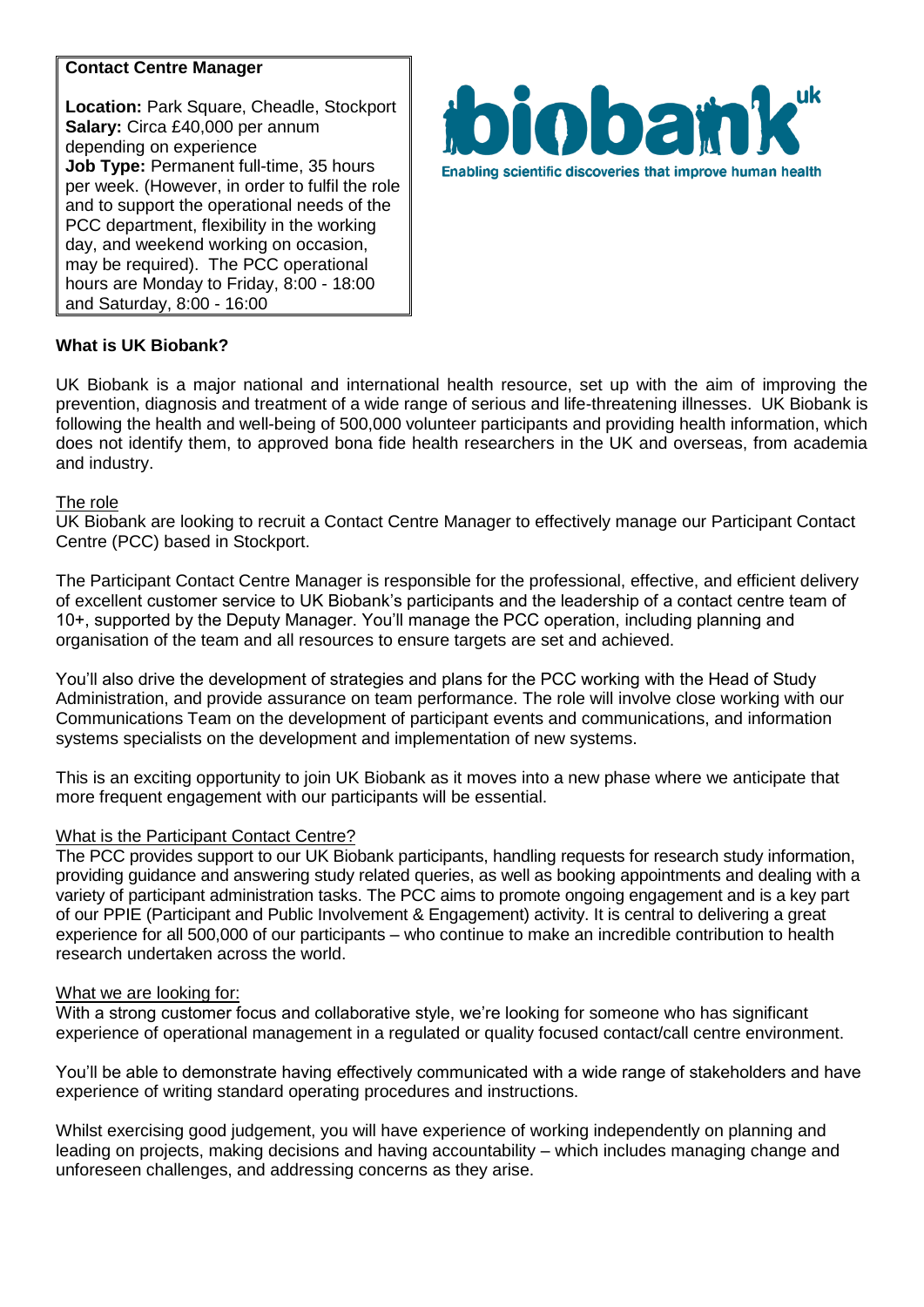**Contact Centre Manager**

**Location:** Park Square, Cheadle, Stockport
**Salary:** Circa £40,000 per annum depending on experience
**Job Type:** Permanent full-time, 35 hours per week. (However, in order to fulfil the role and to support the operational needs of the PCC department, flexibility in the working day, and weekend working on occasion, may be required). The PCC operational hours are Monday to Friday, 8:00 - 18:00 and Saturday, 8:00 - 16:00

biobank uk
Enabling scientific discoveries that improve human health

**What is UK Biobank?**

UK Biobank is a major national and international health resource, set up with the aim of improving the prevention, diagnosis and treatment of a wide range of serious and life-threatening illnesses. UK Biobank is following the health and well-being of 500,000 volunteer participants and providing health information, which does not identify them, to approved bona fide health researchers in the UK and overseas, from academia and industry.

The role

UK Biobank are looking to recruit a Contact Centre Manager to effectively manage our Participant Contact Centre (PCC) based in Stockport.

The Participant Contact Centre Manager is responsible for the professional, effective, and efficient delivery of excellent customer service to UK Biobank's participants and the leadership of a contact centre team of 10+, supported by the Deputy Manager. You'll manage the PCC operation, including planning and organisation of the team and all resources to ensure targets are set and achieved.

You'll also drive the development of strategies and plans for the PCC working with the Head of Study Administration, and provide assurance on team performance. The role will involve close working with our Communications Team on the development of participant events and communications, and information systems specialists on the development and implementation of new systems.

This is an exciting opportunity to join UK Biobank as it moves into a new phase where we anticipate that more frequent engagement with our participants will be essential.

What is the Participant Contact Centre?

The PCC provides support to our UK Biobank participants, handling requests for research study information, providing guidance and answering study related queries, as well as booking appointments and dealing with a variety of participant administration tasks. The PCC aims to promote ongoing engagement and is a key part of our PPIE (Participant and Public Involvement & Engagement) activity. It is central to delivering a great experience for all 500,000 of our participants – who continue to make an incredible contribution to health research undertaken across the world.

What we are looking for:

With a strong customer focus and collaborative style, we're looking for someone who has significant experience of operational management in a regulated or quality focused contact/call centre environment.

You'll be able to demonstrate having effectively communicated with a wide range of stakeholders and have experience of writing standard operating procedures and instructions.

Whilst exercising good judgement, you will have experience of working independently on planning and leading on projects, making decisions and having accountability – which includes managing change and unforeseen challenges, and addressing concerns as they arise.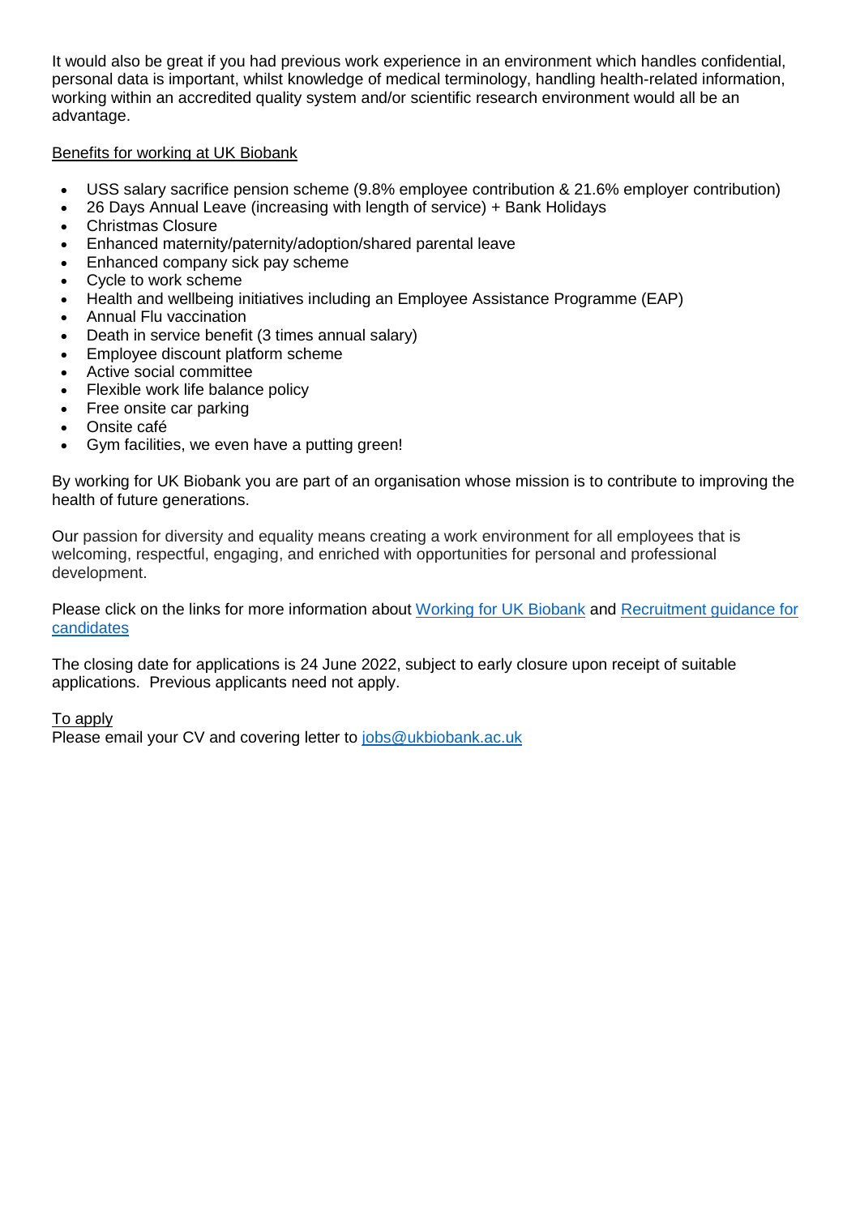It would also be great if you had previous work experience in an environment which handles confidential, personal data is important, whilst knowledge of medical terminology, handling health-related information, working within an accredited quality system and/or scientific research environment would all be an advantage.

Benefits for working at UK Biobank

- USS salary sacrifice pension scheme (9.8% employee contribution & 21.6% employer contribution)
- 26 Days Annual Leave (increasing with length of service) + Bank Holidays
- Christmas Closure
- Enhanced maternity/paternity/adoption/shared parental leave
- Enhanced company sick pay scheme
- Cycle to work scheme
- Health and wellbeing initiatives including an Employee Assistance Programme (EAP)
- Annual Flu vaccination
- Death in service benefit (3 times annual salary)
- Employee discount platform scheme
- Active social committee
- Flexible work life balance policy
- Free onsite car parking
- Onsite café
- Gym facilities, we even have a putting green!

By working for UK Biobank you are part of an organisation whose mission is to contribute to improving the health of future generations.

Our passion for diversity and equality means creating a work environment for all employees that is welcoming, respectful, engaging, and enriched with opportunities for personal and professional development.

Please click on the links for more information about Working for UK Biobank and Recruitment guidance for candidates

The closing date for applications is 24 June 2022, subject to early closure upon receipt of suitable applications. Previous applicants need not apply.

To apply
Please email your CV and covering letter to jobs@ukbiobank.ac.uk